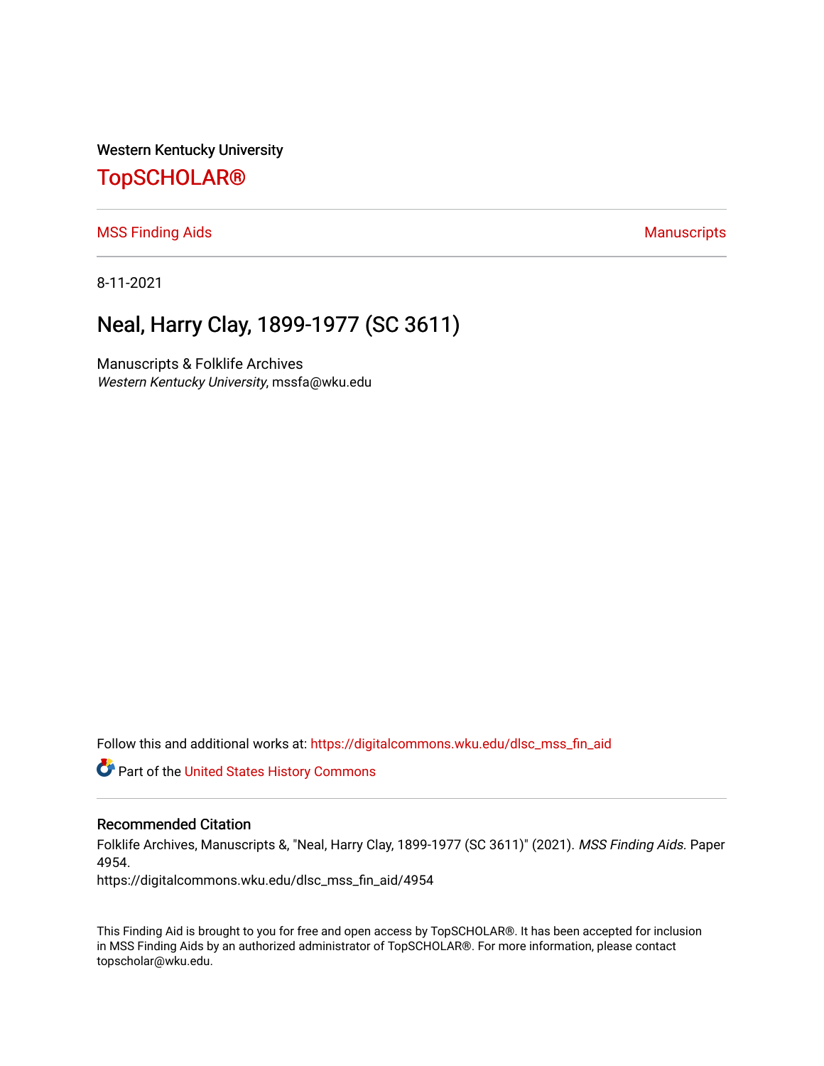Western Kentucky University

# TopSCHOLAR®

MSS Finding Aids | Manuscripts

8-11-2021

## Neal, Harry Clay, 1899-1977 (SC 3611)

Manuscripts & Folklife Archives
*Western Kentucky University*, mssfa@wku.edu

Follow this and additional works at: https://digitalcommons.wku.edu/dlsc_mss_fin_aid

Part of the United States History Commons

### Recommended Citation

Folklife Archives, Manuscripts &, "Neal, Harry Clay, 1899-1977 (SC 3611)" (2021). *MSS Finding Aids.* Paper 4954.
https://digitalcommons.wku.edu/dlsc_mss_fin_aid/4954

This Finding Aid is brought to you for free and open access by TopSCHOLAR®. It has been accepted for inclusion in MSS Finding Aids by an authorized administrator of TopSCHOLAR®. For more information, please contact topscholar@wku.edu.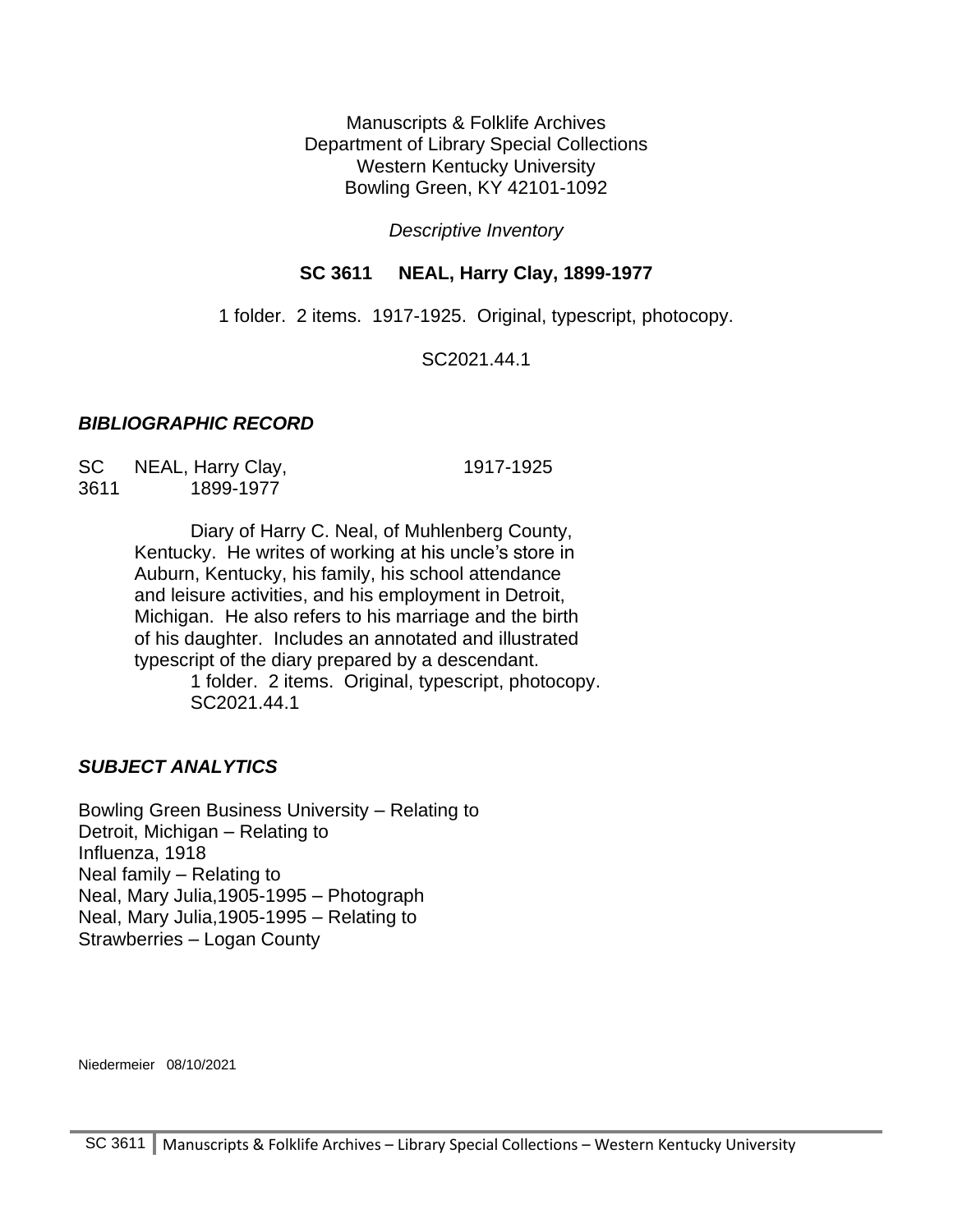Manuscripts & Folklife Archives
Department of Library Special Collections
Western Kentucky University
Bowling Green, KY 42101-1092

*Descriptive Inventory*

**SC 3611 NEAL, Harry Clay, 1899-1977**

1 folder. 2 items. 1917-1925. Original, typescript, photocopy.

SC2021.44.1

## *BIBLIOGRAPHIC RECORD*

SC 3611 NEAL, Harry Clay, 1899-1977 1917-1925

Diary of Harry C. Neal, of Muhlenberg County, Kentucky. He writes of working at his uncle's store in Auburn, Kentucky, his family, his school attendance and leisure activities, and his employment in Detroit, Michigan. He also refers to his marriage and the birth of his daughter. Includes an annotated and illustrated typescript of the diary prepared by a descendant.

1 folder. 2 items. Original, typescript, photocopy.
SC2021.44.1

## *SUBJECT ANALYTICS*

Bowling Green Business University – Relating to
Detroit, Michigan – Relating to
Influenza, 1918
Neal family – Relating to
Neal, Mary Julia,1905-1995 – Photograph
Neal, Mary Julia,1905-1995 – Relating to
Strawberries – Logan County

Niedermeier 08/10/2021